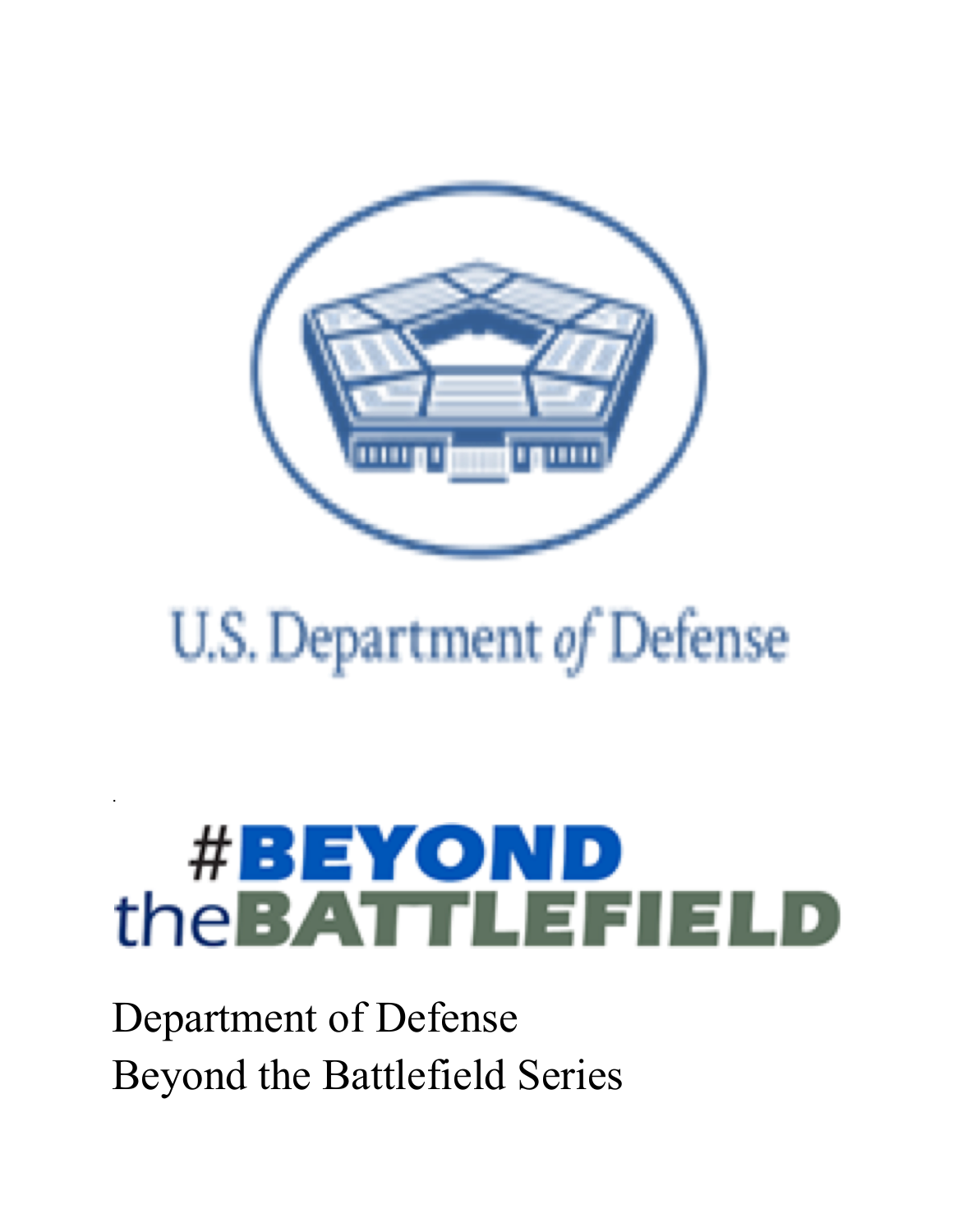U.S. Department of Defense

#BEYOND theBATTLEFIELD

Department of Defense
Beyond the Battlefield Series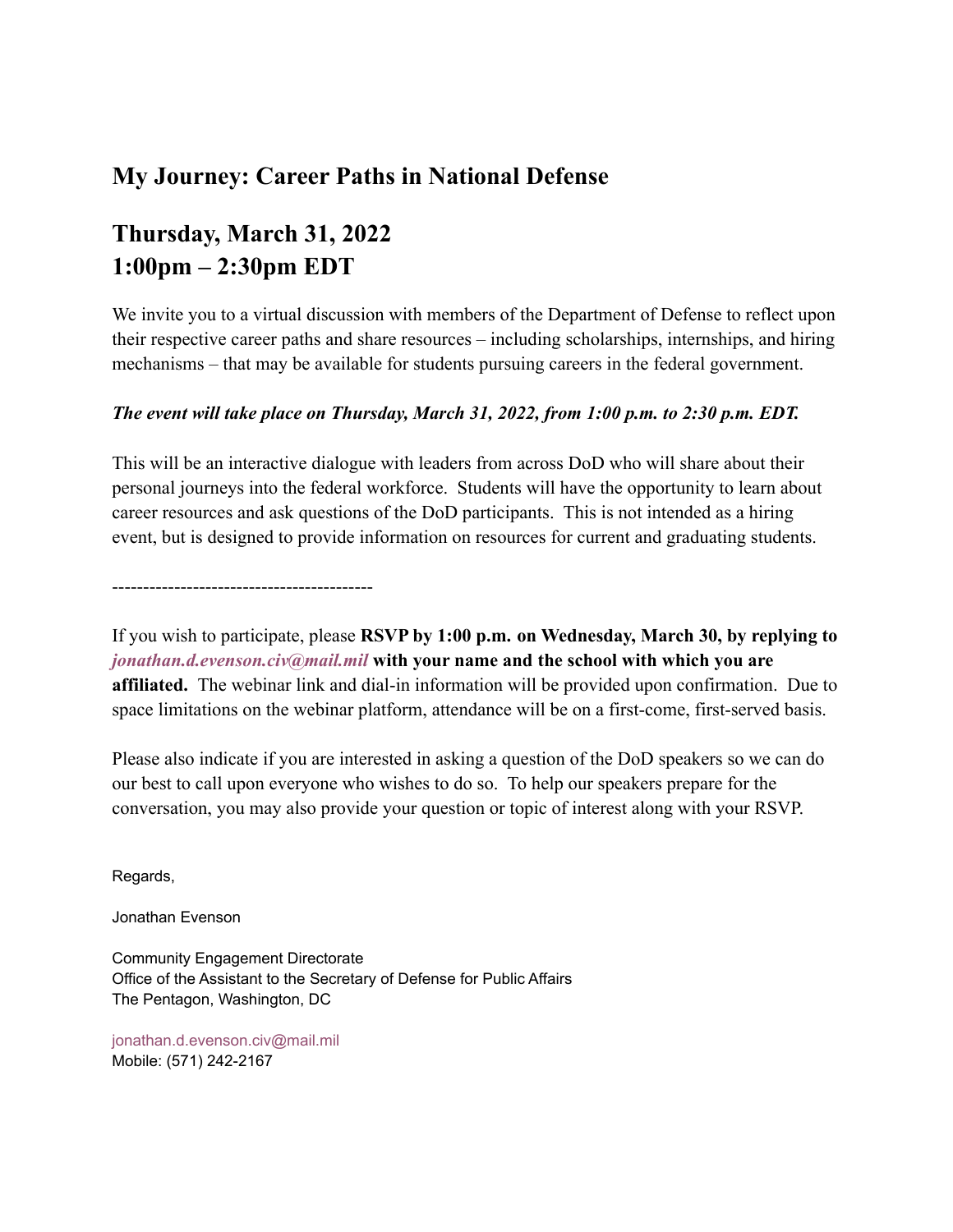## My Journey: Career Paths in National Defense

## Thursday, March 31, 2022
## 1:00pm – 2:30pm EDT

We invite you to a virtual discussion with members of the Department of Defense to reflect upon their respective career paths and share resources – including scholarships, internships, and hiring mechanisms – that may be available for students pursuing careers in the federal government.

***The event will take place on Thursday, March 31, 2022, from 1:00 p.m. to 2:30 p.m. EDT.***

This will be an interactive dialogue with leaders from across DoD who will share about their personal journeys into the federal workforce. Students will have the opportunity to learn about career resources and ask questions of the DoD participants. This is not intended as a hiring event, but is designed to provide information on resources for current and graduating students.

------------------------------------------

If you wish to participate, please **RSVP by 1:00 p.m. on Wednesday, March 30, by replying to *jonathan.d.evenson.civ@mail.mil* with your name and the school with which you are affiliated.** The webinar link and dial-in information will be provided upon confirmation. Due to space limitations on the webinar platform, attendance will be on a first-come, first-served basis.

Please also indicate if you are interested in asking a question of the DoD speakers so we can do our best to call upon everyone who wishes to do so. To help our speakers prepare for the conversation, you may also provide your question or topic of interest along with your RSVP.

Regards,

Jonathan Evenson

Community Engagement Directorate
Office of the Assistant to the Secretary of Defense for Public Affairs
The Pentagon, Washington, DC

jonathan.d.evenson.civ@mail.mil
Mobile: (571) 242-2167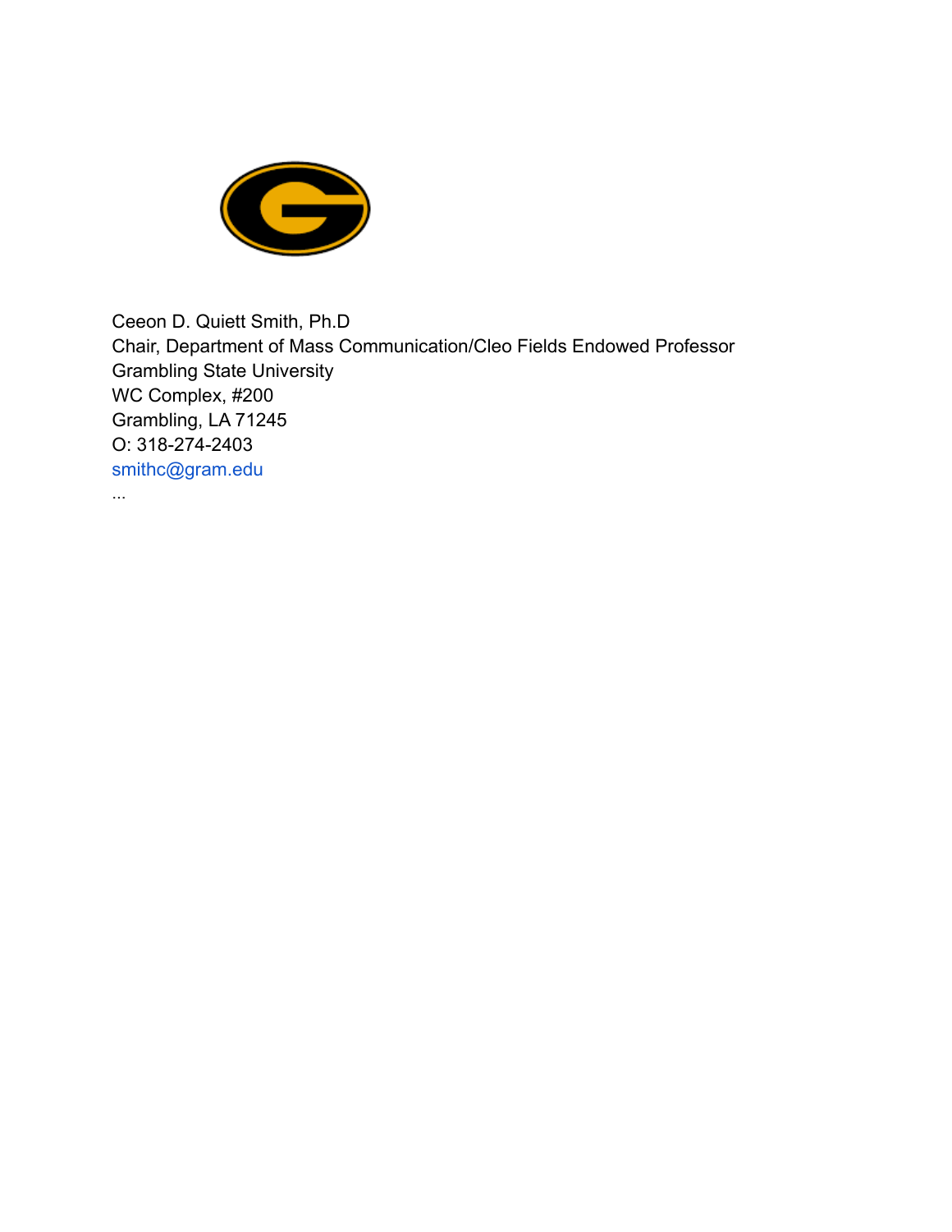Ceeon D. Quiett Smith, Ph.D
Chair, Department of Mass Communication/Cleo Fields Endowed Professor
Grambling State University
WC Complex, #200
Grambling, LA 71245
O: 318-274-2403
smithc@gram.edu
...